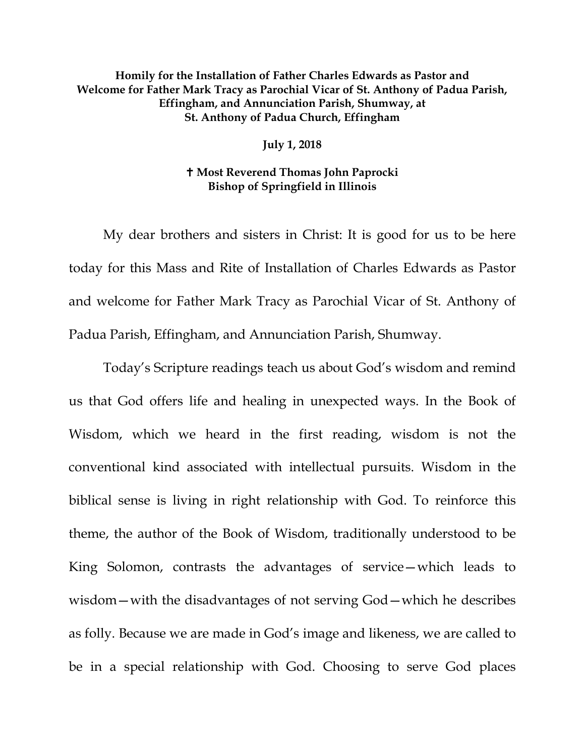**Homily for the Installation of Father Charles Edwards as Pastor and Welcome for Father Mark Tracy as Parochial Vicar of St. Anthony of Padua Parish, Effingham, and Annunciation Parish, Shumway, at St. Anthony of Padua Church, Effingham**

**July 1, 2018**

**✝ Most Reverend Thomas John Paprocki**
**Bishop of Springfield in Illinois**

My dear brothers and sisters in Christ: It is good for us to be here today for this Mass and Rite of Installation of Charles Edwards as Pastor and welcome for Father Mark Tracy as Parochial Vicar of St. Anthony of Padua Parish, Effingham, and Annunciation Parish, Shumway.

Today's Scripture readings teach us about God's wisdom and remind us that God offers life and healing in unexpected ways. In the Book of Wisdom, which we heard in the first reading, wisdom is not the conventional kind associated with intellectual pursuits. Wisdom in the biblical sense is living in right relationship with God. To reinforce this theme, the author of the Book of Wisdom, traditionally understood to be King Solomon, contrasts the advantages of service—which leads to wisdom—with the disadvantages of not serving God—which he describes as folly. Because we are made in God's image and likeness, we are called to be in a special relationship with God. Choosing to serve God places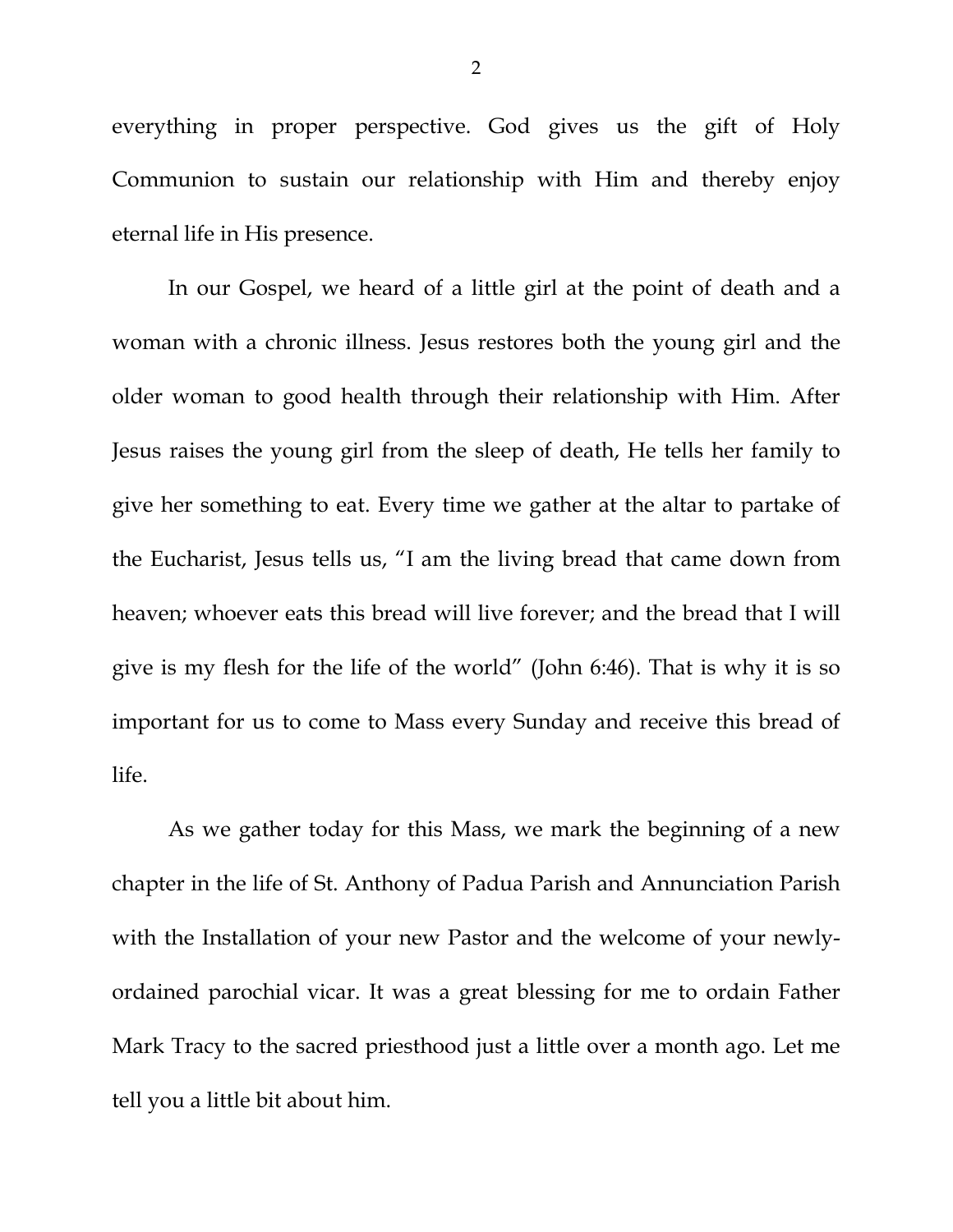everything in proper perspective. God gives us the gift of Holy Communion to sustain our relationship with Him and thereby enjoy eternal life in His presence.

In our Gospel, we heard of a little girl at the point of death and a woman with a chronic illness. Jesus restores both the young girl and the older woman to good health through their relationship with Him. After Jesus raises the young girl from the sleep of death, He tells her family to give her something to eat. Every time we gather at the altar to partake of the Eucharist, Jesus tells us, "I am the living bread that came down from heaven; whoever eats this bread will live forever; and the bread that I will give is my flesh for the life of the world" (John 6:46). That is why it is so important for us to come to Mass every Sunday and receive this bread of life.

As we gather today for this Mass, we mark the beginning of a new chapter in the life of St. Anthony of Padua Parish and Annunciation Parish with the Installation of your new Pastor and the welcome of your newly-ordained parochial vicar. It was a great blessing for me to ordain Father Mark Tracy to the sacred priesthood just a little over a month ago. Let me tell you a little bit about him.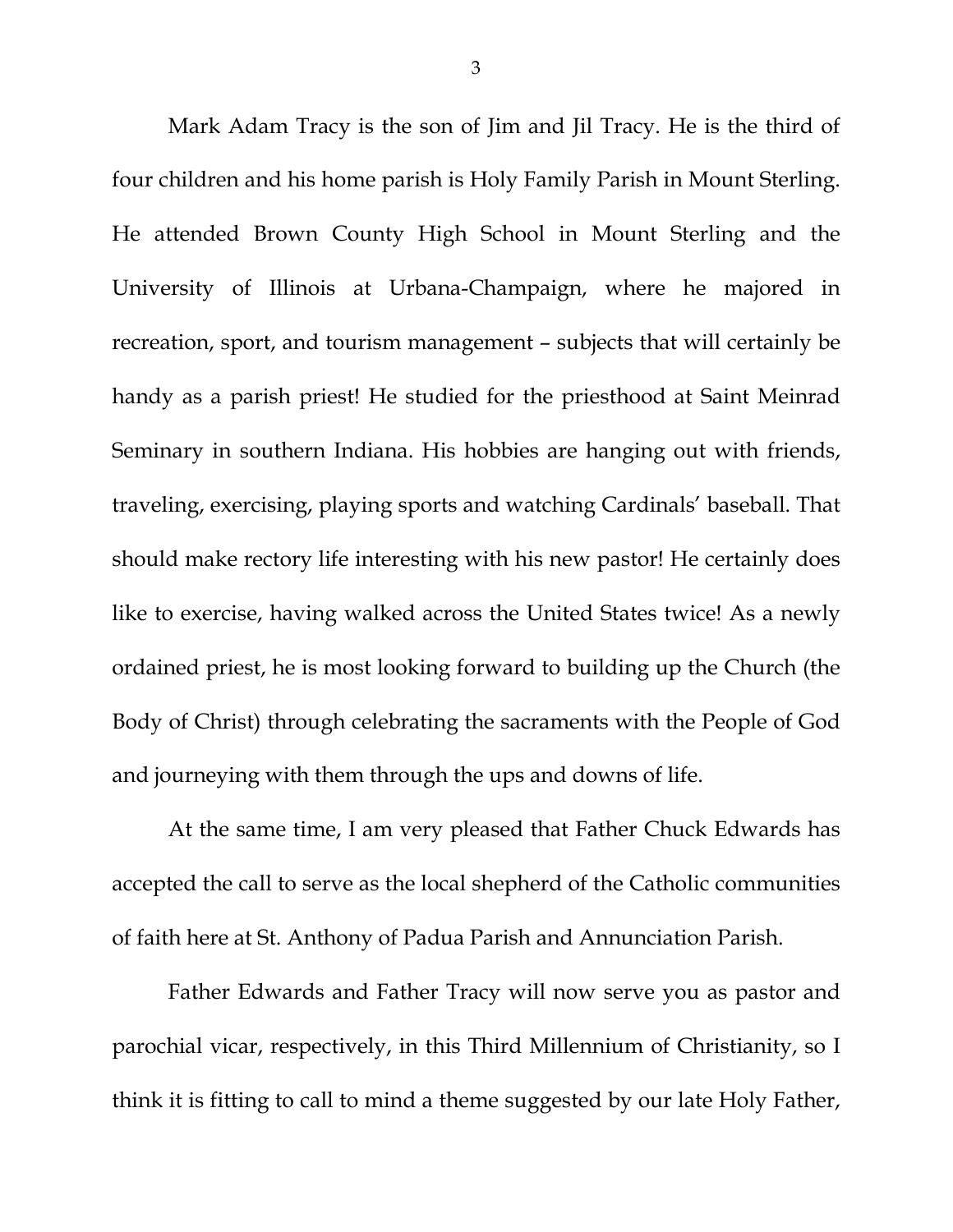Mark Adam Tracy is the son of Jim and Jil Tracy. He is the third of four children and his home parish is Holy Family Parish in Mount Sterling. He attended Brown County High School in Mount Sterling and the University of Illinois at Urbana-Champaign, where he majored in recreation, sport, and tourism management – subjects that will certainly be handy as a parish priest! He studied for the priesthood at Saint Meinrad Seminary in southern Indiana. His hobbies are hanging out with friends, traveling, exercising, playing sports and watching Cardinals' baseball. That should make rectory life interesting with his new pastor! He certainly does like to exercise, having walked across the United States twice! As a newly ordained priest, he is most looking forward to building up the Church (the Body of Christ) through celebrating the sacraments with the People of God and journeying with them through the ups and downs of life.

At the same time, I am very pleased that Father Chuck Edwards has accepted the call to serve as the local shepherd of the Catholic communities of faith here at St. Anthony of Padua Parish and Annunciation Parish.

Father Edwards and Father Tracy will now serve you as pastor and parochial vicar, respectively, in this Third Millennium of Christianity, so I think it is fitting to call to mind a theme suggested by our late Holy Father,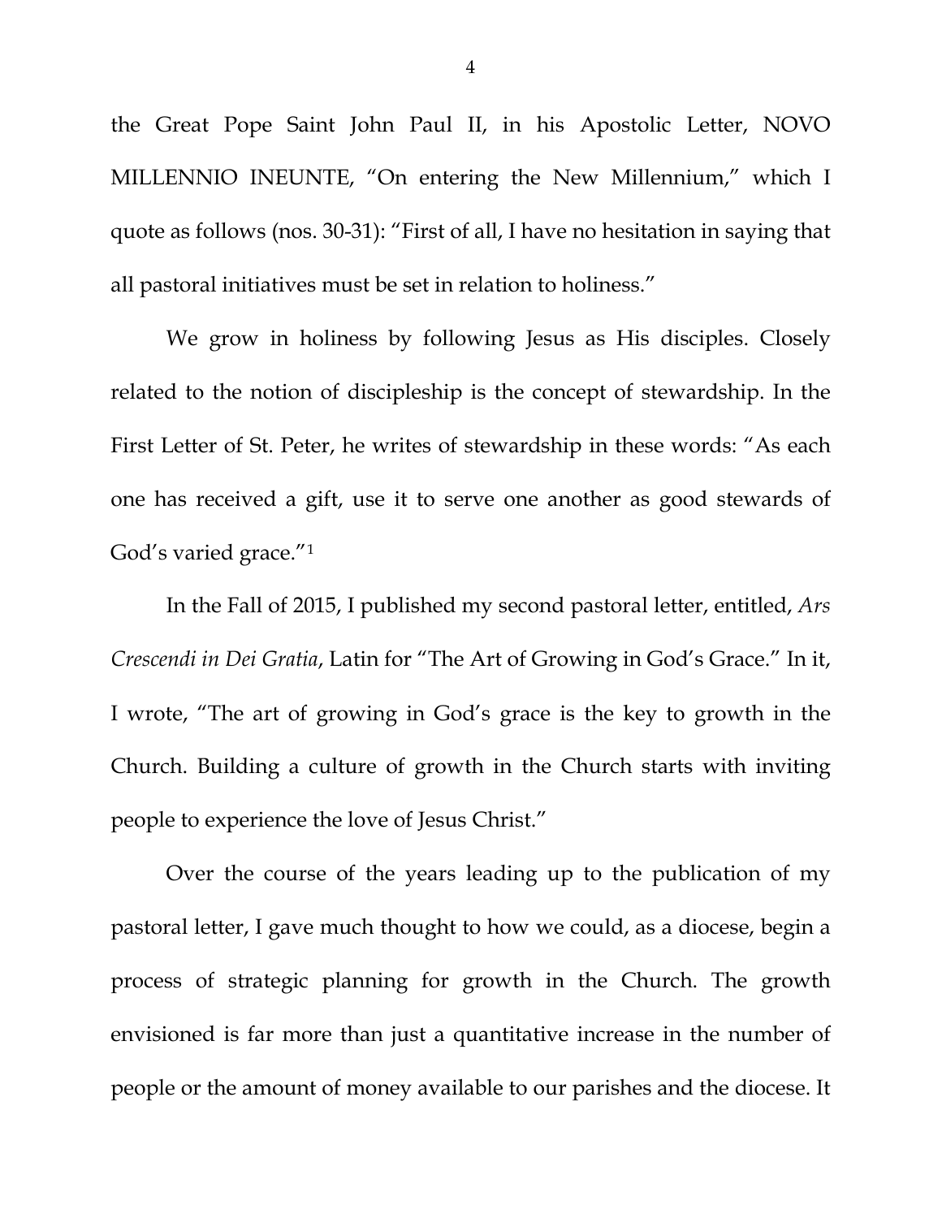the Great Pope Saint John Paul II, in his Apostolic Letter, NOVO MILLENNIO INEUNTE, "On entering the New Millennium," which I quote as follows (nos. 30-31): "First of all, I have no hesitation in saying that all pastoral initiatives must be set in relation to holiness."

We grow in holiness by following Jesus as His disciples. Closely related to the notion of discipleship is the concept of stewardship. In the First Letter of St. Peter, he writes of stewardship in these words: "As each one has received a gift, use it to serve one another as good stewards of God's varied grace."[1]

In the Fall of 2015, I published my second pastoral letter, entitled, *Ars Crescendi in Dei Gratia*, Latin for "The Art of Growing in God's Grace." In it, I wrote, "The art of growing in God's grace is the key to growth in the Church. Building a culture of growth in the Church starts with inviting people to experience the love of Jesus Christ."

Over the course of the years leading up to the publication of my pastoral letter, I gave much thought to how we could, as a diocese, begin a process of strategic planning for growth in the Church. The growth envisioned is far more than just a quantitative increase in the number of people or the amount of money available to our parishes and the diocese. It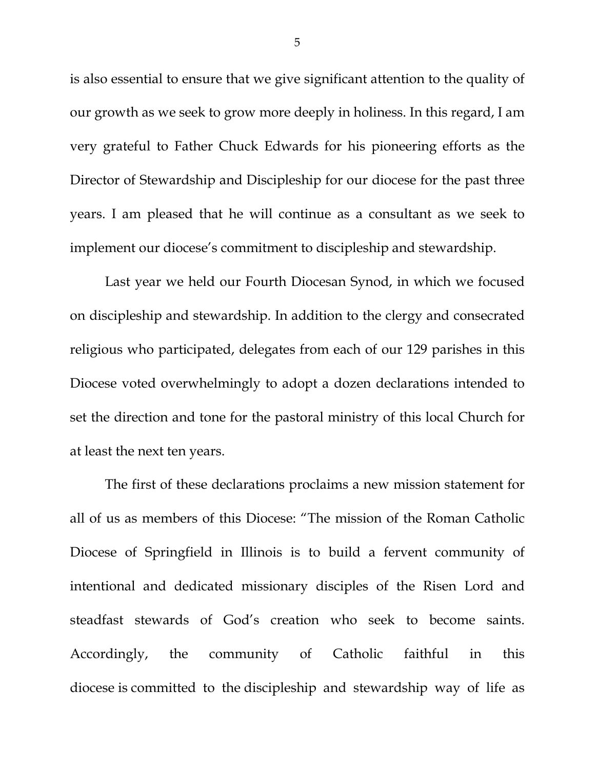is also essential to ensure that we give significant attention to the quality of our growth as we seek to grow more deeply in holiness. In this regard, I am very grateful to Father Chuck Edwards for his pioneering efforts as the Director of Stewardship and Discipleship for our diocese for the past three years. I am pleased that he will continue as a consultant as we seek to implement our diocese's commitment to discipleship and stewardship.

Last year we held our Fourth Diocesan Synod, in which we focused on discipleship and stewardship. In addition to the clergy and consecrated religious who participated, delegates from each of our 129 parishes in this Diocese voted overwhelmingly to adopt a dozen declarations intended to set the direction and tone for the pastoral ministry of this local Church for at least the next ten years.

The first of these declarations proclaims a new mission statement for all of us as members of this Diocese: "The mission of the Roman Catholic Diocese of Springfield in Illinois is to build a fervent community of intentional and dedicated missionary disciples of the Risen Lord and steadfast stewards of God's creation who seek to become saints. Accordingly, the community of Catholic faithful in this diocese is committed to the discipleship and stewardship way of life as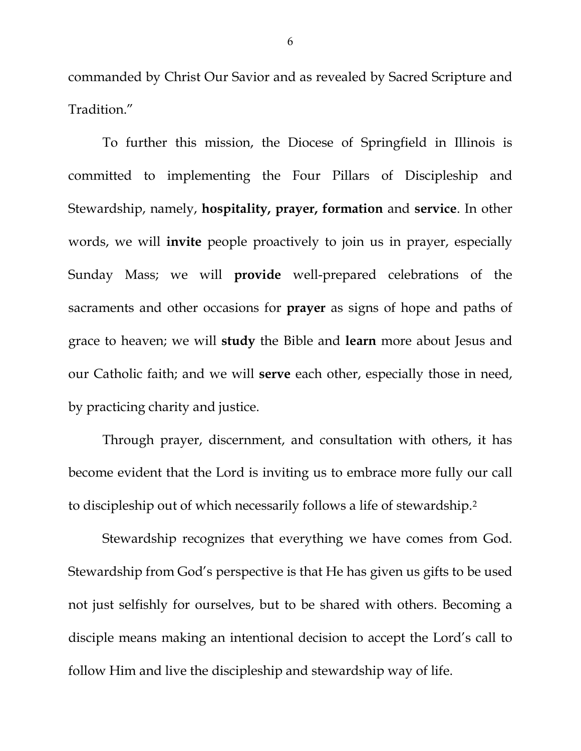commanded by Christ Our Savior and as revealed by Sacred Scripture and Tradition."

To further this mission, the Diocese of Springfield in Illinois is committed to implementing the Four Pillars of Discipleship and Stewardship, namely, **hospitality, prayer, formation** and **service**. In other words, we will **invite** people proactively to join us in prayer, especially Sunday Mass; we will **provide** well-prepared celebrations of the sacraments and other occasions for **prayer** as signs of hope and paths of grace to heaven; we will **study** the Bible and **learn** more about Jesus and our Catholic faith; and we will **serve** each other, especially those in need, by practicing charity and justice.

Through prayer, discernment, and consultation with others, it has become evident that the Lord is inviting us to embrace more fully our call to discipleship out of which necessarily follows a life of stewardship.[2]

Stewardship recognizes that everything we have comes from God. Stewardship from God's perspective is that He has given us gifts to be used not just selfishly for ourselves, but to be shared with others. Becoming a disciple means making an intentional decision to accept the Lord's call to follow Him and live the discipleship and stewardship way of life.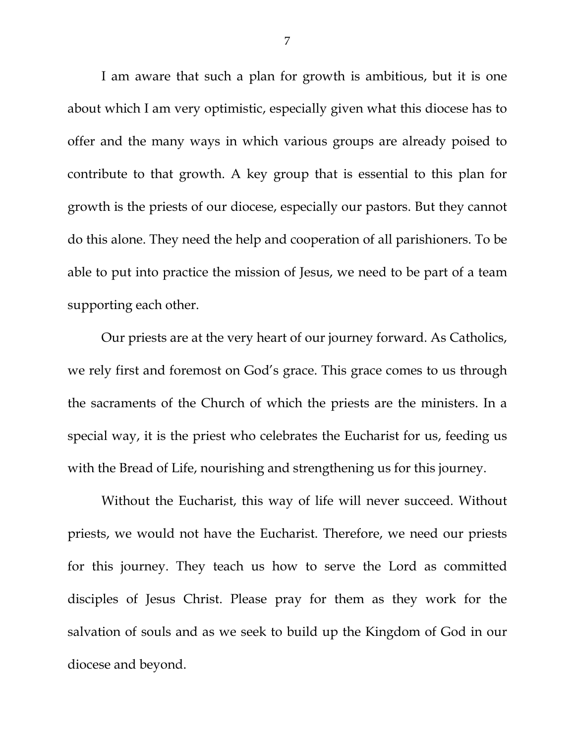I am aware that such a plan for growth is ambitious, but it is one about which I am very optimistic, especially given what this diocese has to offer and the many ways in which various groups are already poised to contribute to that growth. A key group that is essential to this plan for growth is the priests of our diocese, especially our pastors. But they cannot do this alone. They need the help and cooperation of all parishioners. To be able to put into practice the mission of Jesus, we need to be part of a team supporting each other.

Our priests are at the very heart of our journey forward. As Catholics, we rely first and foremost on God's grace. This grace comes to us through the sacraments of the Church of which the priests are the ministers. In a special way, it is the priest who celebrates the Eucharist for us, feeding us with the Bread of Life, nourishing and strengthening us for this journey.

Without the Eucharist, this way of life will never succeed. Without priests, we would not have the Eucharist. Therefore, we need our priests for this journey. They teach us how to serve the Lord as committed disciples of Jesus Christ. Please pray for them as they work for the salvation of souls and as we seek to build up the Kingdom of God in our diocese and beyond.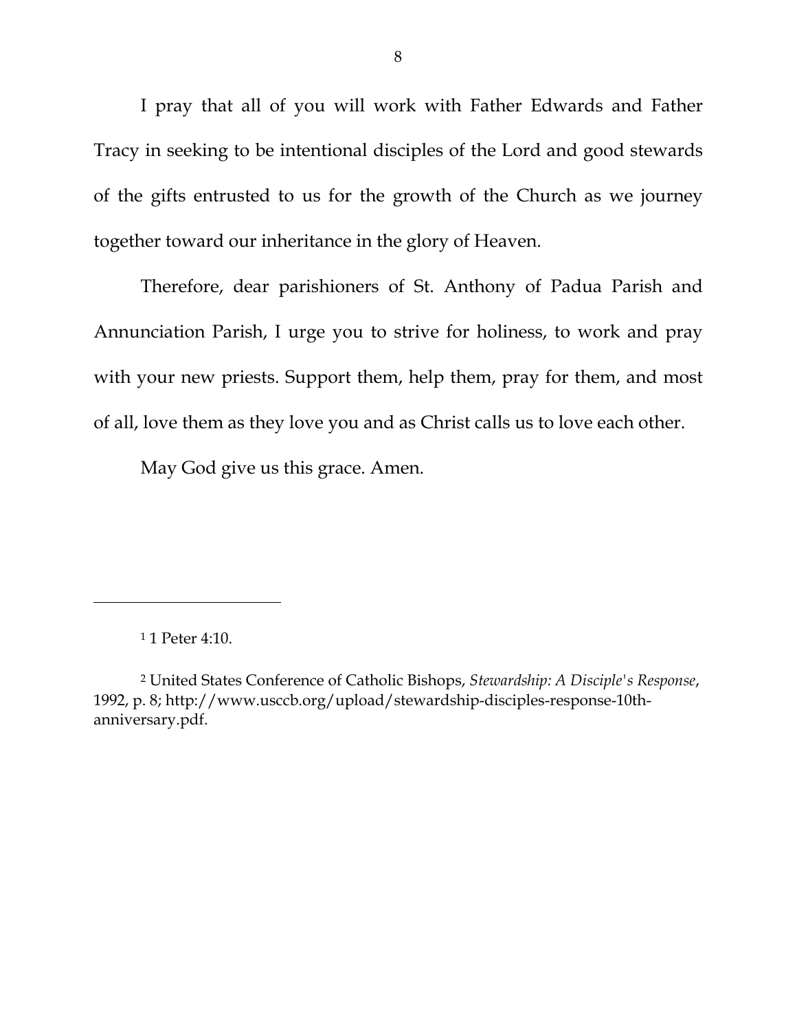I pray that all of you will work with Father Edwards and Father Tracy in seeking to be intentional disciples of the Lord and good stewards of the gifts entrusted to us for the growth of the Church as we journey together toward our inheritance in the glory of Heaven.

Therefore, dear parishioners of St. Anthony of Padua Parish and Annunciation Parish, I urge you to strive for holiness, to work and pray with your new priests. Support them, help them, pray for them, and most of all, love them as they love you and as Christ calls us to love each other.

May God give us this grace. Amen.

---

[1] 1 Peter 4:10.

[2] United States Conference of Catholic Bishops, *Stewardship: A Disciple's Response*, 1992, p. 8; http://www.usccb.org/upload/stewardship-disciples-response-10th-anniversary.pdf.